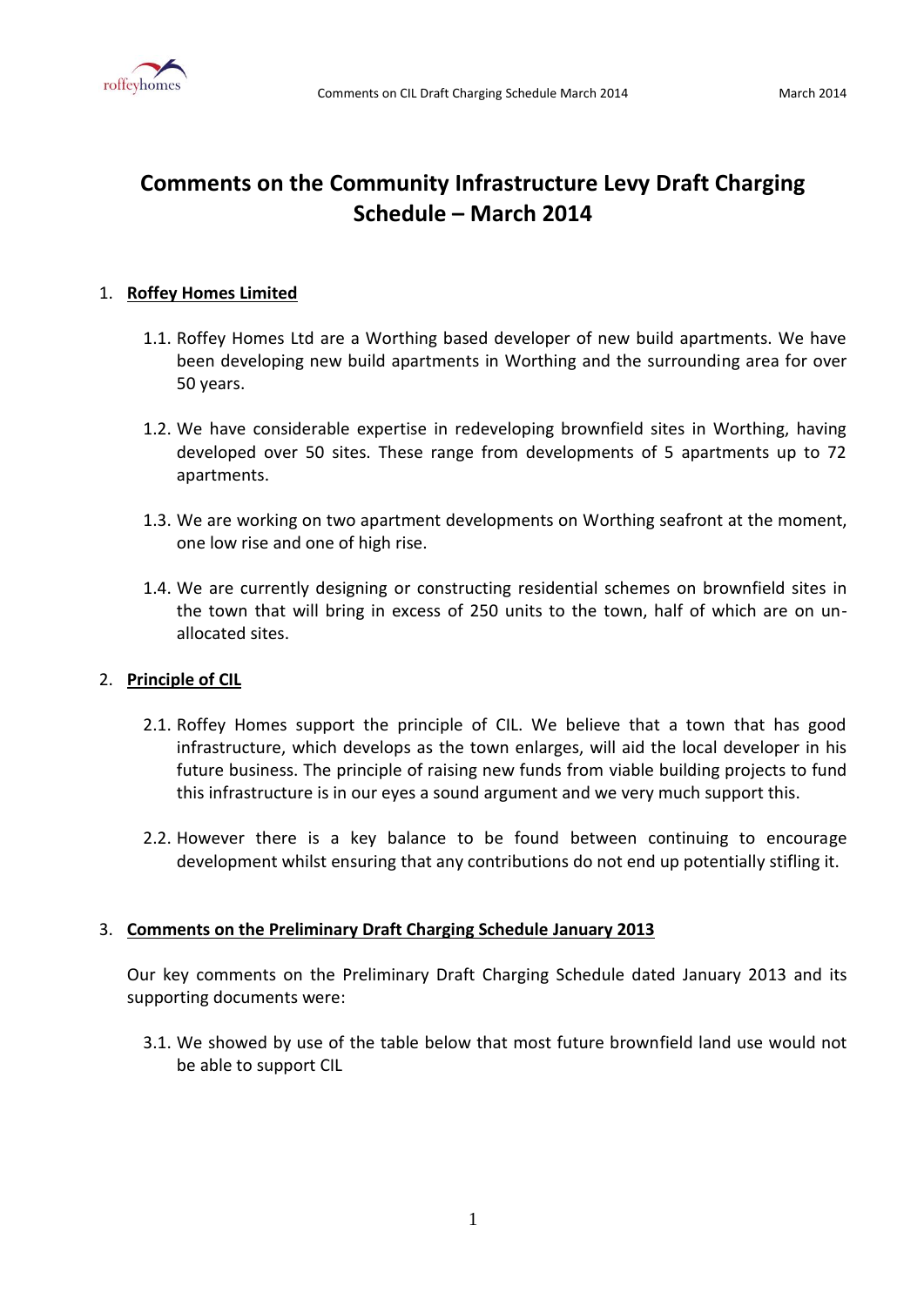# Comments on the Community Infrastructure Levy Draft Charging Schedule – March 2014

1. **Roffey Homes Limited**

    1.1. Roffey Homes Ltd are a Worthing based developer of new build apartments. We have been developing new build apartments in Worthing and the surrounding area for over 50 years.

    1.2. We have considerable expertise in redeveloping brownfield sites in Worthing, having developed over 50 sites. These range from developments of 5 apartments up to 72 apartments.

    1.3. We are working on two apartment developments on Worthing seafront at the moment, one low rise and one of high rise.

    1.4. We are currently designing or constructing residential schemes on brownfield sites in the town that will bring in excess of 250 units to the town, half of which are on un-allocated sites.

2. **Principle of CIL**

    2.1. Roffey Homes support the principle of CIL. We believe that a town that has good infrastructure, which develops as the town enlarges, will aid the local developer in his future business. The principle of raising new funds from viable building projects to fund this infrastructure is in our eyes a sound argument and we very much support this.

    2.2. However there is a key balance to be found between continuing to encourage development whilst ensuring that any contributions do not end up potentially stifling it.

3. **Comments on the Preliminary Draft Charging Schedule January 2013**

    Our key comments on the Preliminary Draft Charging Schedule dated January 2013 and its supporting documents were:

    3.1. We showed by use of the table below that most future brownfield land use would not be able to support CIL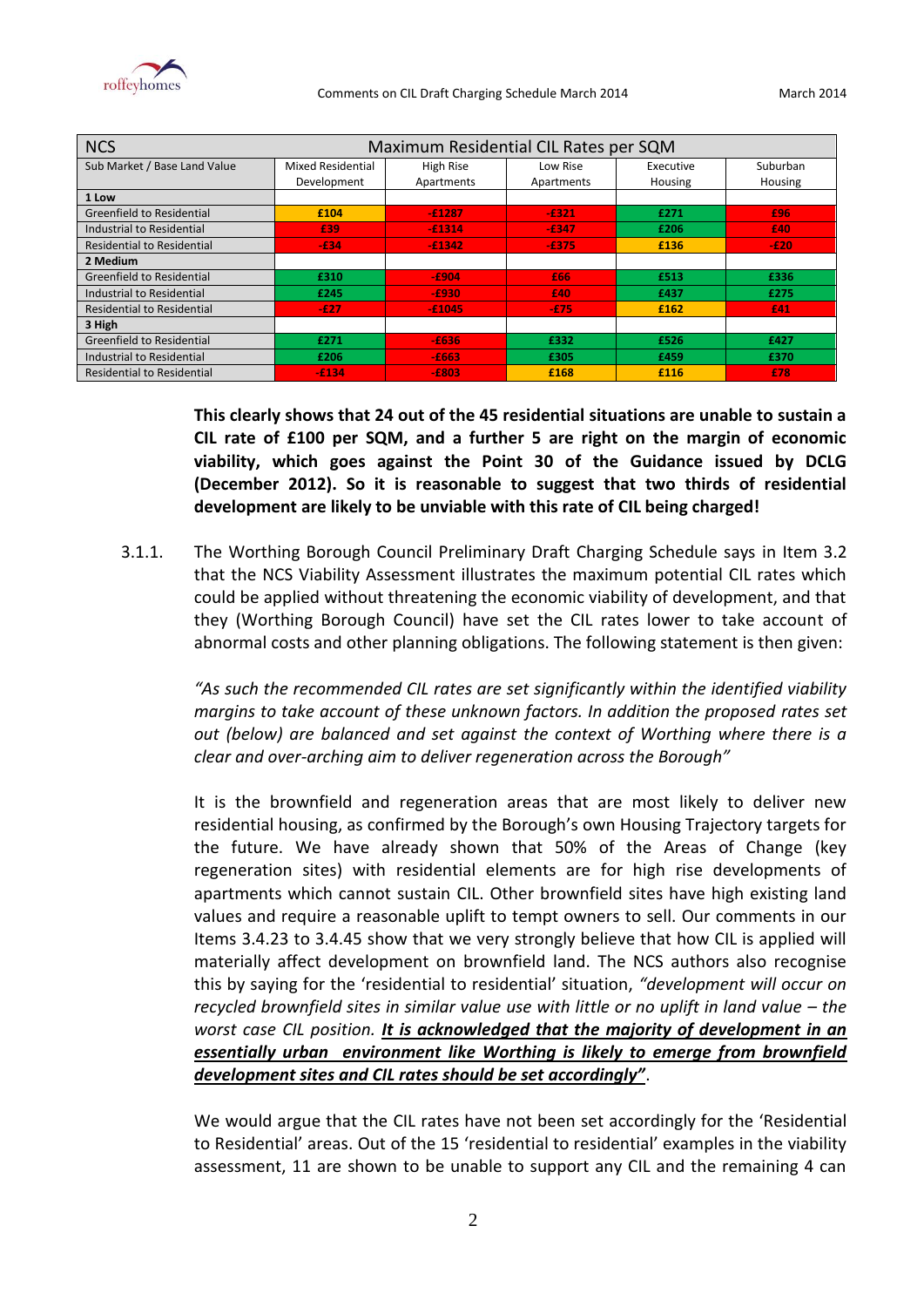| NCS | Maximum Residential CIL Rates per SQM | | | | |
|---|---|---|---|---|---|
| Sub Market / Base Land Value | Mixed Residential Development | High Rise Apartments | Low Rise Apartments | Executive Housing | Suburban Housing |
| **1 Low** | | | | | |
| Greenfield to Residential | £104 | -£1287 | -£321 | £271 | £96 |
| Industrial to Residential | £39 | -£1314 | -£347 | £206 | £40 |
| Residential to Residential | -£34 | -£1342 | -£375 | £136 | -£20 |
| **2 Medium** | | | | | |
| Greenfield to Residential | £310 | -£904 | £66 | £513 | £336 |
| Industrial to Residential | £245 | -£930 | £40 | £437 | £275 |
| Residential to Residential | -£27 | -£1045 | -£75 | £162 | £41 |
| **3 High** | | | | | |
| Greenfield to Residential | £271 | -£636 | £332 | £526 | £427 |
| Industrial to Residential | £206 | -£663 | £305 | £459 | £370 |
| Residential to Residential | -£134 | -£803 | £168 | £116 | £78 |

**This clearly shows that 24 out of the 45 residential situations are unable to sustain a CIL rate of £100 per SQM, and a further 5 are right on the margin of economic viability, which goes against the Point 30 of the Guidance issued by DCLG (December 2012). So it is reasonable to suggest that two thirds of residential development are likely to be unviable with this rate of CIL being charged!**

3.1.1. The Worthing Borough Council Preliminary Draft Charging Schedule says in Item 3.2 that the NCS Viability Assessment illustrates the maximum potential CIL rates which could be applied without threatening the economic viability of development, and that they (Worthing Borough Council) have set the CIL rates lower to take account of abnormal costs and other planning obligations. The following statement is then given:

*"As such the recommended CIL rates are set significantly within the identified viability margins to take account of these unknown factors. In addition the proposed rates set out (below) are balanced and set against the context of Worthing where there is a clear and over-arching aim to deliver regeneration across the Borough"*

It is the brownfield and regeneration areas that are most likely to deliver new residential housing, as confirmed by the Borough's own Housing Trajectory targets for the future. We have already shown that 50% of the Areas of Change (key regeneration sites) with residential elements are for high rise developments of apartments which cannot sustain CIL. Other brownfield sites have high existing land values and require a reasonable uplift to tempt owners to sell. Our comments in our Items 3.4.23 to 3.4.45 show that we very strongly believe that how CIL is applied will materially affect development on brownfield land. The NCS authors also recognise this by saying for the 'residential to residential' situation, *"development will occur on recycled brownfield sites in similar value use with little or no uplift in land value – the worst case CIL position.* ***It is acknowledged that the majority of development in an essentially urban environment like Worthing is likely to emerge from brownfield development sites and CIL rates should be set accordingly"***.

We would argue that the CIL rates have not been set accordingly for the 'Residential to Residential' areas. Out of the 15 'residential to residential' examples in the viability assessment, 11 are shown to be unable to support any CIL and the remaining 4 can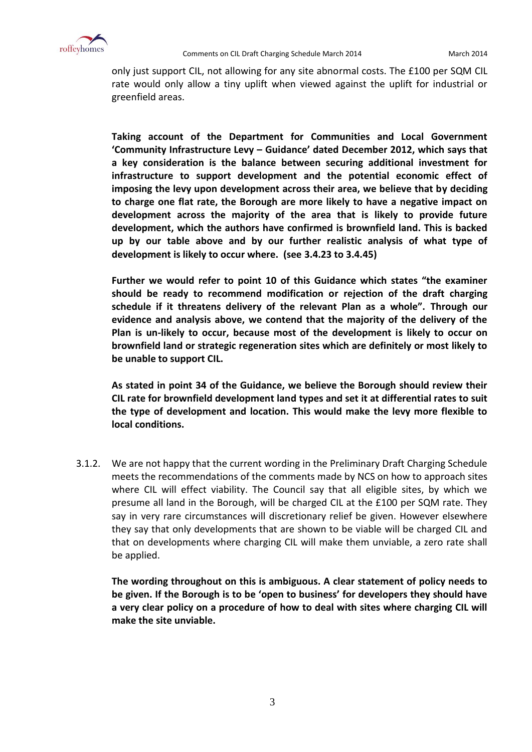only just support CIL, not allowing for any site abnormal costs. The £100 per SQM CIL rate would only allow a tiny uplift when viewed against the uplift for industrial or greenfield areas.

**Taking account of the Department for Communities and Local Government 'Community Infrastructure Levy – Guidance' dated December 2012, which says that a key consideration is the balance between securing additional investment for infrastructure to support development and the potential economic effect of imposing the levy upon development across their area, we believe that by deciding to charge one flat rate, the Borough are more likely to have a negative impact on development across the majority of the area that is likely to provide future development, which the authors have confirmed is brownfield land. This is backed up by our table above and by our further realistic analysis of what type of development is likely to occur where. (see 3.4.23 to 3.4.45)**

**Further we would refer to point 10 of this Guidance which states "the examiner should be ready to recommend modification or rejection of the draft charging schedule if it threatens delivery of the relevant Plan as a whole". Through our evidence and analysis above, we contend that the majority of the delivery of the Plan is un-likely to occur, because most of the development is likely to occur on brownfield land or strategic regeneration sites which are definitely or most likely to be unable to support CIL.**

**As stated in point 34 of the Guidance, we believe the Borough should review their CIL rate for brownfield development land types and set it at differential rates to suit the type of development and location. This would make the levy more flexible to local conditions.**

3.1.2. We are not happy that the current wording in the Preliminary Draft Charging Schedule meets the recommendations of the comments made by NCS on how to approach sites where CIL will effect viability. The Council say that all eligible sites, by which we presume all land in the Borough, will be charged CIL at the £100 per SQM rate. They say in very rare circumstances will discretionary relief be given. However elsewhere they say that only developments that are shown to be viable will be charged CIL and that on developments where charging CIL will make them unviable, a zero rate shall be applied.

**The wording throughout on this is ambiguous. A clear statement of policy needs to be given. If the Borough is to be 'open to business' for developers they should have a very clear policy on a procedure of how to deal with sites where charging CIL will make the site unviable.**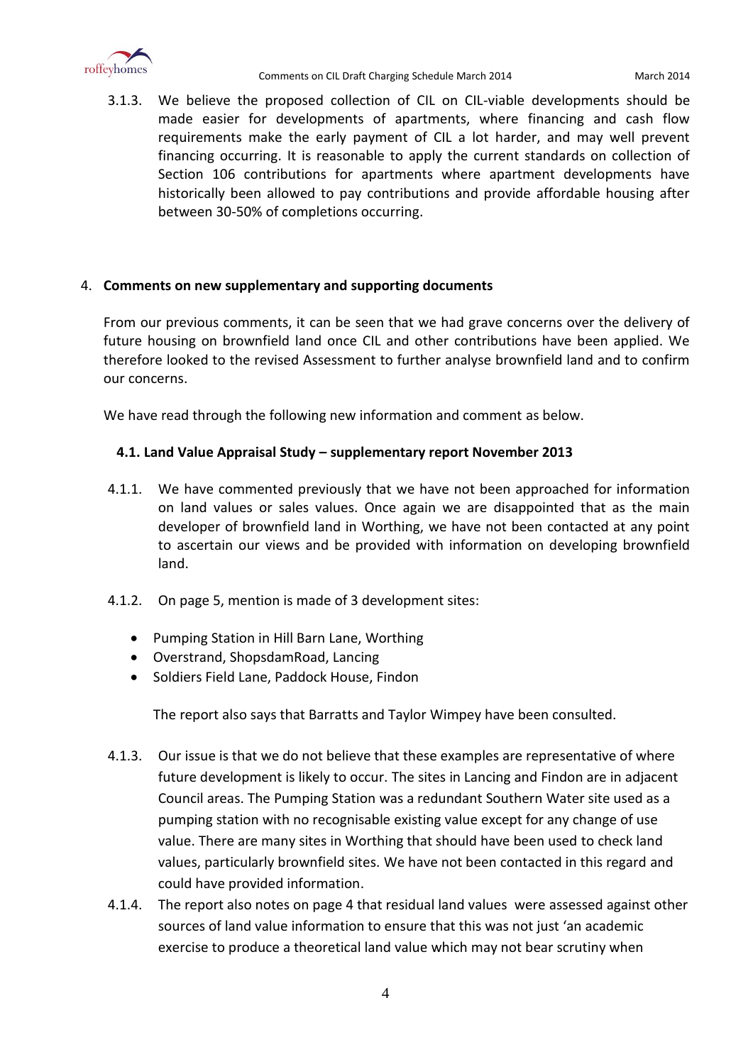3.1.3. We believe the proposed collection of CIL on CIL-viable developments should be made easier for developments of apartments, where financing and cash flow requirements make the early payment of CIL a lot harder, and may well prevent financing occurring. It is reasonable to apply the current standards on collection of Section 106 contributions for apartments where apartment developments have historically been allowed to pay contributions and provide affordable housing after between 30-50% of completions occurring.

## 4. Comments on new supplementary and supporting documents

From our previous comments, it can be seen that we had grave concerns over the delivery of future housing on brownfield land once CIL and other contributions have been applied. We therefore looked to the revised Assessment to further analyse brownfield land and to confirm our concerns.

We have read through the following new information and comment as below.

### 4.1. Land Value Appraisal Study – supplementary report November 2013

4.1.1. We have commented previously that we have not been approached for information on land values or sales values. Once again we are disappointed that as the main developer of brownfield land in Worthing, we have not been contacted at any point to ascertain our views and be provided with information on developing brownfield land.

4.1.2. On page 5, mention is made of 3 development sites:

- Pumping Station in Hill Barn Lane, Worthing
- Overstrand, ShopsdamRoad, Lancing
- Soldiers Field Lane, Paddock House, Findon

The report also says that Barratts and Taylor Wimpey have been consulted.

4.1.3. Our issue is that we do not believe that these examples are representative of where future development is likely to occur. The sites in Lancing and Findon are in adjacent Council areas. The Pumping Station was a redundant Southern Water site used as a pumping station with no recognisable existing value except for any change of use value. There are many sites in Worthing that should have been used to check land values, particularly brownfield sites. We have not been contacted in this regard and could have provided information.

4.1.4. The report also notes on page 4 that residual land values were assessed against other sources of land value information to ensure that this was not just 'an academic exercise to produce a theoretical land value which may not bear scrutiny when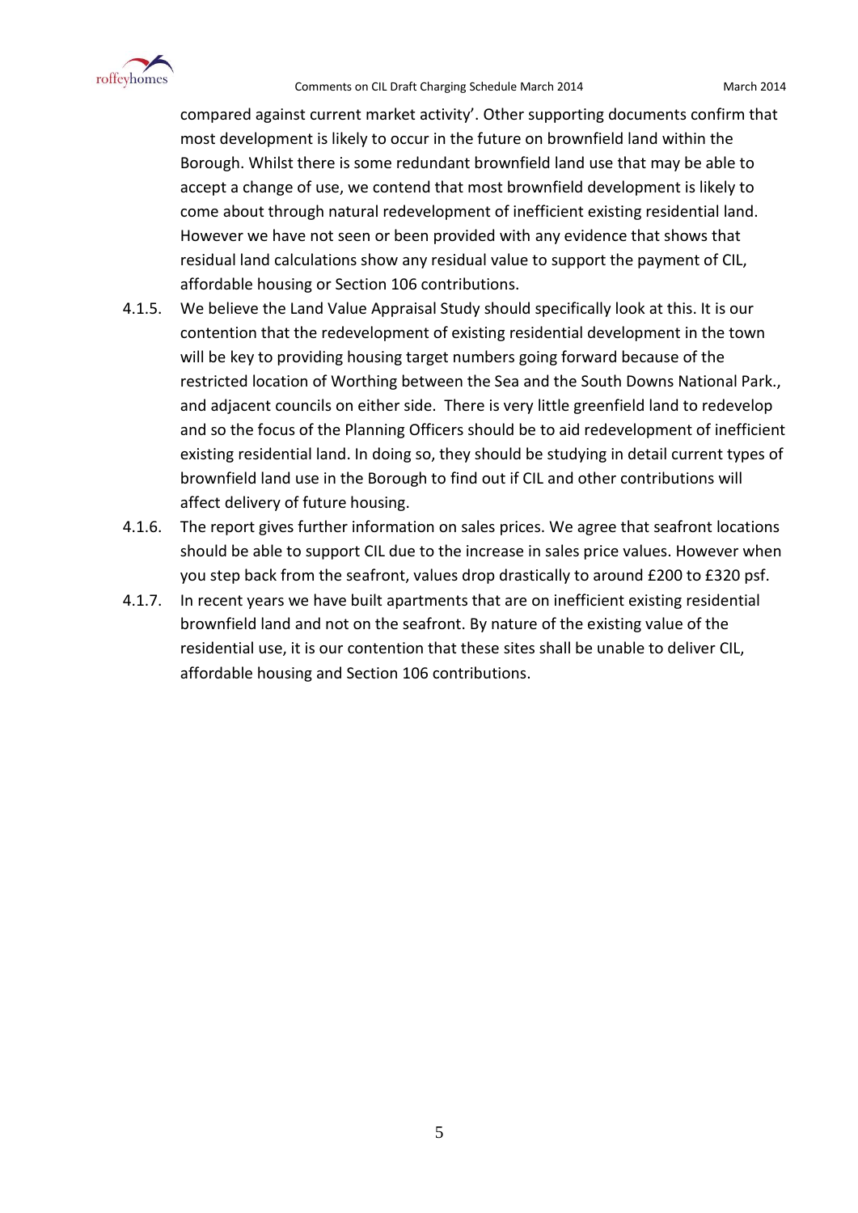compared against current market activity'. Other supporting documents confirm that most development is likely to occur in the future on brownfield land within the Borough. Whilst there is some redundant brownfield land use that may be able to accept a change of use, we contend that most brownfield development is likely to come about through natural redevelopment of inefficient existing residential land. However we have not seen or been provided with any evidence that shows that residual land calculations show any residual value to support the payment of CIL, affordable housing or Section 106 contributions.

4.1.5. We believe the Land Value Appraisal Study should specifically look at this. It is our contention that the redevelopment of existing residential development in the town will be key to providing housing target numbers going forward because of the restricted location of Worthing between the Sea and the South Downs National Park., and adjacent councils on either side. There is very little greenfield land to redevelop and so the focus of the Planning Officers should be to aid redevelopment of inefficient existing residential land. In doing so, they should be studying in detail current types of brownfield land use in the Borough to find out if CIL and other contributions will affect delivery of future housing.

4.1.6. The report gives further information on sales prices. We agree that seafront locations should be able to support CIL due to the increase in sales price values. However when you step back from the seafront, values drop drastically to around £200 to £320 psf.

4.1.7. In recent years we have built apartments that are on inefficient existing residential brownfield land and not on the seafront. By nature of the existing value of the residential use, it is our contention that these sites shall be unable to deliver CIL, affordable housing and Section 106 contributions.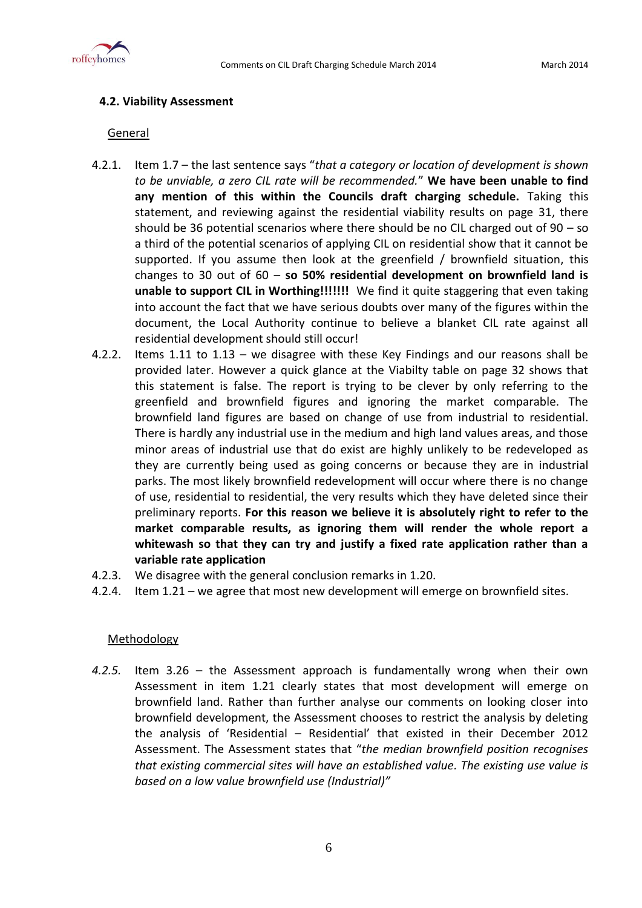#### 4.2. Viability Assessment

General

4.2.1. Item 1.7 – the last sentence says "*that a category or location of development is shown to be unviable, a zero CIL rate will be recommended.*" **We have been unable to find any mention of this within the Councils draft charging schedule.** Taking this statement, and reviewing against the residential viability results on page 31, there should be 36 potential scenarios where there should be no CIL charged out of 90 – so a third of the potential scenarios of applying CIL on residential show that it cannot be supported. If you assume then look at the greenfield / brownfield situation, this changes to 30 out of 60 – **so 50% residential development on brownfield land is unable to support CIL in Worthing!!!!!!!** We find it quite staggering that even taking into account the fact that we have serious doubts over many of the figures within the document, the Local Authority continue to believe a blanket CIL rate against all residential development should still occur!

4.2.2. Items 1.11 to 1.13 – we disagree with these Key Findings and our reasons shall be provided later. However a quick glance at the Viabilty table on page 32 shows that this statement is false. The report is trying to be clever by only referring to the greenfield and brownfield figures and ignoring the market comparable. The brownfield land figures are based on change of use from industrial to residential. There is hardly any industrial use in the medium and high land values areas, and those minor areas of industrial use that do exist are highly unlikely to be redeveloped as they are currently being used as going concerns or because they are in industrial parks. The most likely brownfield redevelopment will occur where there is no change of use, residential to residential, the very results which they have deleted since their preliminary reports. **For this reason we believe it is absolutely right to refer to the market comparable results, as ignoring them will render the whole report a whitewash so that they can try and justify a fixed rate application rather than a variable rate application**

4.2.3. We disagree with the general conclusion remarks in 1.20.

4.2.4. Item 1.21 – we agree that most new development will emerge on brownfield sites.

Methodology

*4.2.5.* Item 3.26 – the Assessment approach is fundamentally wrong when their own Assessment in item 1.21 clearly states that most development will emerge on brownfield land. Rather than further analyse our comments on looking closer into brownfield development, the Assessment chooses to restrict the analysis by deleting the analysis of 'Residential – Residential' that existed in their December 2012 Assessment. The Assessment states that "*the median brownfield position recognises that existing commercial sites will have an established value. The existing use value is based on a low value brownfield use (Industrial)"*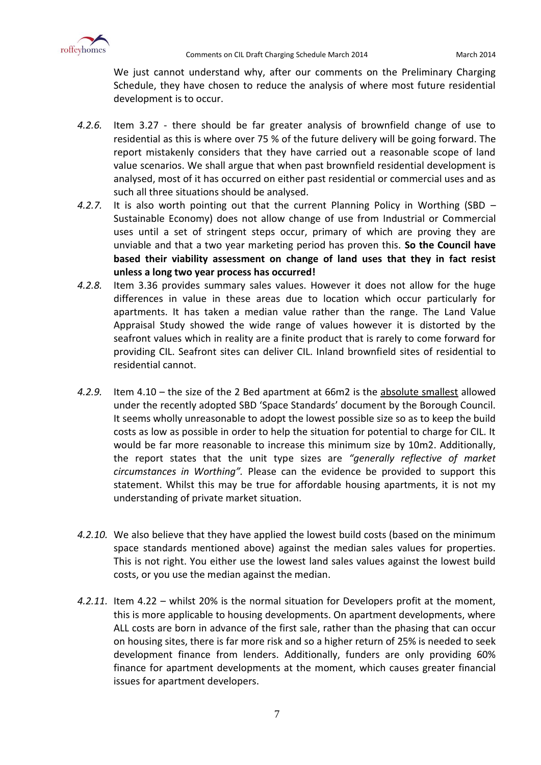We just cannot understand why, after our comments on the Preliminary Charging Schedule, they have chosen to reduce the analysis of where most future residential development is to occur.

*4.2.6.* Item 3.27 - there should be far greater analysis of brownfield change of use to residential as this is where over 75 % of the future delivery will be going forward. The report mistakenly considers that they have carried out a reasonable scope of land value scenarios. We shall argue that when past brownfield residential development is analysed, most of it has occurred on either past residential or commercial uses and as such all three situations should be analysed.

*4.2.7.* It is also worth pointing out that the current Planning Policy in Worthing (SBD – Sustainable Economy) does not allow change of use from Industrial or Commercial uses until a set of stringent steps occur, primary of which are proving they are unviable and that a two year marketing period has proven this. **So the Council have based their viability assessment on change of land uses that they in fact resist unless a long two year process has occurred!**

*4.2.8.* Item 3.36 provides summary sales values. However it does not allow for the huge differences in value in these areas due to location which occur particularly for apartments. It has taken a median value rather than the range. The Land Value Appraisal Study showed the wide range of values however it is distorted by the seafront values which in reality are a finite product that is rarely to come forward for providing CIL. Seafront sites can deliver CIL. Inland brownfield sites of residential to residential cannot.

*4.2.9.* Item 4.10 – the size of the 2 Bed apartment at 66m2 is the <u>absolute smallest</u> allowed under the recently adopted SBD 'Space Standards' document by the Borough Council. It seems wholly unreasonable to adopt the lowest possible size so as to keep the build costs as low as possible in order to help the situation for potential to charge for CIL. It would be far more reasonable to increase this minimum size by 10m2. Additionally, the report states that the unit type sizes are *"generally reflective of market circumstances in Worthing".* Please can the evidence be provided to support this statement. Whilst this may be true for affordable housing apartments, it is not my understanding of private market situation.

*4.2.10.* We also believe that they have applied the lowest build costs (based on the minimum space standards mentioned above) against the median sales values for properties. This is not right. You either use the lowest land sales values against the lowest build costs, or you use the median against the median.

*4.2.11.* Item 4.22 – whilst 20% is the normal situation for Developers profit at the moment, this is more applicable to housing developments. On apartment developments, where ALL costs are born in advance of the first sale, rather than the phasing that can occur on housing sites, there is far more risk and so a higher return of 25% is needed to seek development finance from lenders. Additionally, funders are only providing 60% finance for apartment developments at the moment, which causes greater financial issues for apartment developers.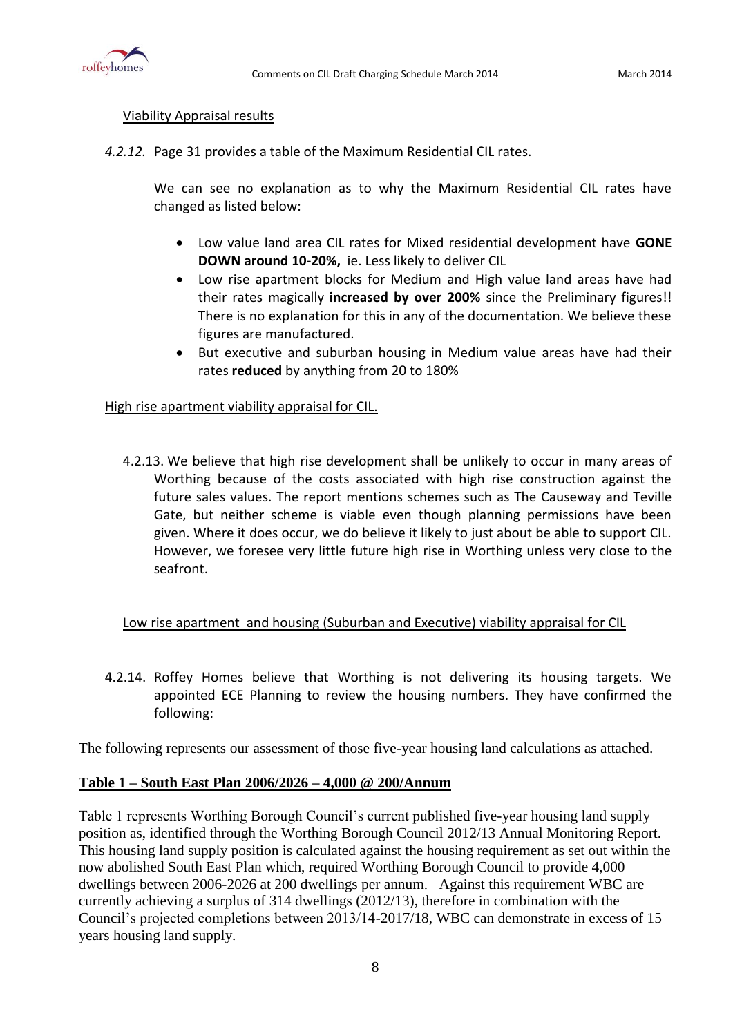Viability Appraisal results

*4.2.12.* Page 31 provides a table of the Maximum Residential CIL rates.

We can see no explanation as to why the Maximum Residential CIL rates have changed as listed below:

- Low value land area CIL rates for Mixed residential development have **GONE DOWN around 10-20%,** ie. Less likely to deliver CIL
- Low rise apartment blocks for Medium and High value land areas have had their rates magically **increased by over 200%** since the Preliminary figures!! There is no explanation for this in any of the documentation. We believe these figures are manufactured.
- But executive and suburban housing in Medium value areas have had their rates **reduced** by anything from 20 to 180%

High rise apartment viability appraisal for CIL.

4.2.13. We believe that high rise development shall be unlikely to occur in many areas of Worthing because of the costs associated with high rise construction against the future sales values. The report mentions schemes such as The Causeway and Teville Gate, but neither scheme is viable even though planning permissions have been given. Where it does occur, we do believe it likely to just about be able to support CIL. However, we foresee very little future high rise in Worthing unless very close to the seafront.

Low rise apartment and housing (Suburban and Executive) viability appraisal for CIL

4.2.14. Roffey Homes believe that Worthing is not delivering its housing targets. We appointed ECE Planning to review the housing numbers. They have confirmed the following:

The following represents our assessment of those five-year housing land calculations as attached.

**Table 1 – South East Plan 2006/2026 – 4,000 @ 200/Annum**

Table 1 represents Worthing Borough Council's current published five-year housing land supply position as, identified through the Worthing Borough Council 2012/13 Annual Monitoring Report. This housing land supply position is calculated against the housing requirement as set out within the now abolished South East Plan which, required Worthing Borough Council to provide 4,000 dwellings between 2006-2026 at 200 dwellings per annum. Against this requirement WBC are currently achieving a surplus of 314 dwellings (2012/13), therefore in combination with the Council's projected completions between 2013/14-2017/18, WBC can demonstrate in excess of 15 years housing land supply.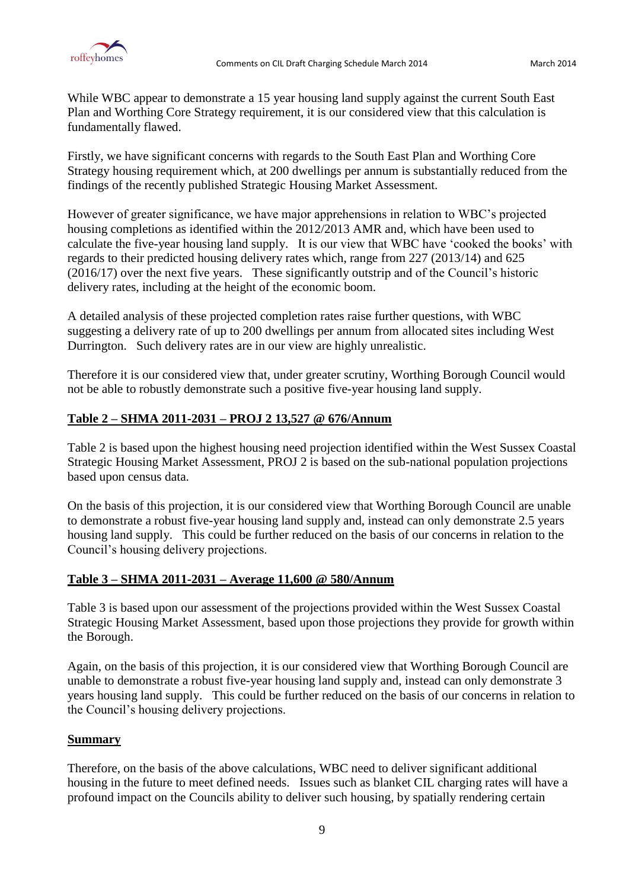While WBC appear to demonstrate a 15 year housing land supply against the current South East Plan and Worthing Core Strategy requirement, it is our considered view that this calculation is fundamentally flawed.

Firstly, we have significant concerns with regards to the South East Plan and Worthing Core Strategy housing requirement which, at 200 dwellings per annum is substantially reduced from the findings of the recently published Strategic Housing Market Assessment.

However of greater significance, we have major apprehensions in relation to WBC's projected housing completions as identified within the 2012/2013 AMR and, which have been used to calculate the five-year housing land supply. It is our view that WBC have 'cooked the books' with regards to their predicted housing delivery rates which, range from 227 (2013/14) and 625 (2016/17) over the next five years. These significantly outstrip and of the Council's historic delivery rates, including at the height of the economic boom.

A detailed analysis of these projected completion rates raise further questions, with WBC suggesting a delivery rate of up to 200 dwellings per annum from allocated sites including West Durrington. Such delivery rates are in our view are highly unrealistic.

Therefore it is our considered view that, under greater scrutiny, Worthing Borough Council would not be able to robustly demonstrate such a positive five-year housing land supply.

**Table 2 – SHMA 2011-2031 – PROJ 2 13,527 @ 676/Annum**

Table 2 is based upon the highest housing need projection identified within the West Sussex Coastal Strategic Housing Market Assessment, PROJ 2 is based on the sub-national population projections based upon census data.

On the basis of this projection, it is our considered view that Worthing Borough Council are unable to demonstrate a robust five-year housing land supply and, instead can only demonstrate 2.5 years housing land supply. This could be further reduced on the basis of our concerns in relation to the Council's housing delivery projections.

**Table 3 – SHMA 2011-2031 – Average 11,600 @ 580/Annum**

Table 3 is based upon our assessment of the projections provided within the West Sussex Coastal Strategic Housing Market Assessment, based upon those projections they provide for growth within the Borough.

Again, on the basis of this projection, it is our considered view that Worthing Borough Council are unable to demonstrate a robust five-year housing land supply and, instead can only demonstrate 3 years housing land supply. This could be further reduced on the basis of our concerns in relation to the Council's housing delivery projections.

**Summary**

Therefore, on the basis of the above calculations, WBC need to deliver significant additional housing in the future to meet defined needs. Issues such as blanket CIL charging rates will have a profound impact on the Councils ability to deliver such housing, by spatially rendering certain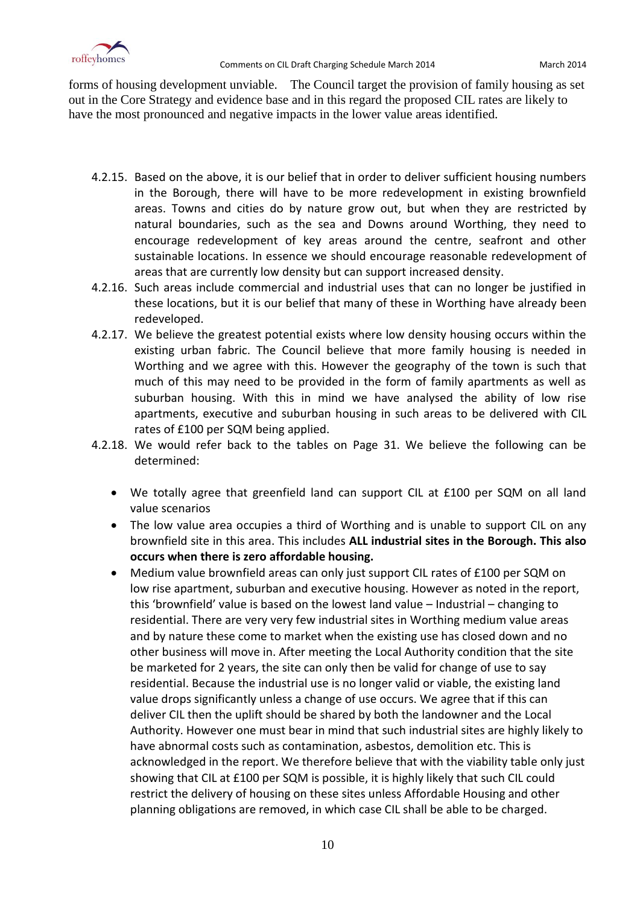forms of housing development unviable. The Council target the provision of family housing as set out in the Core Strategy and evidence base and in this regard the proposed CIL rates are likely to have the most pronounced and negative impacts in the lower value areas identified.

4.2.15. Based on the above, it is our belief that in order to deliver sufficient housing numbers in the Borough, there will have to be more redevelopment in existing brownfield areas. Towns and cities do by nature grow out, but when they are restricted by natural boundaries, such as the sea and Downs around Worthing, they need to encourage redevelopment of key areas around the centre, seafront and other sustainable locations. In essence we should encourage reasonable redevelopment of areas that are currently low density but can support increased density.

4.2.16. Such areas include commercial and industrial uses that can no longer be justified in these locations, but it is our belief that many of these in Worthing have already been redeveloped.

4.2.17. We believe the greatest potential exists where low density housing occurs within the existing urban fabric. The Council believe that more family housing is needed in Worthing and we agree with this. However the geography of the town is such that much of this may need to be provided in the form of family apartments as well as suburban housing. With this in mind we have analysed the ability of low rise apartments, executive and suburban housing in such areas to be delivered with CIL rates of £100 per SQM being applied.

4.2.18. We would refer back to the tables on Page 31. We believe the following can be determined:

- We totally agree that greenfield land can support CIL at £100 per SQM on all land value scenarios
- The low value area occupies a third of Worthing and is unable to support CIL on any brownfield site in this area. This includes **ALL industrial sites in the Borough. This also occurs when there is zero affordable housing.**
- Medium value brownfield areas can only just support CIL rates of £100 per SQM on low rise apartment, suburban and executive housing. However as noted in the report, this 'brownfield' value is based on the lowest land value – Industrial – changing to residential. There are very very few industrial sites in Worthing medium value areas and by nature these come to market when the existing use has closed down and no other business will move in. After meeting the Local Authority condition that the site be marketed for 2 years, the site can only then be valid for change of use to say residential. Because the industrial use is no longer valid or viable, the existing land value drops significantly unless a change of use occurs. We agree that if this can deliver CIL then the uplift should be shared by both the landowner and the Local Authority. However one must bear in mind that such industrial sites are highly likely to have abnormal costs such as contamination, asbestos, demolition etc. This is acknowledged in the report. We therefore believe that with the viability table only just showing that CIL at £100 per SQM is possible, it is highly likely that such CIL could restrict the delivery of housing on these sites unless Affordable Housing and other planning obligations are removed, in which case CIL shall be able to be charged.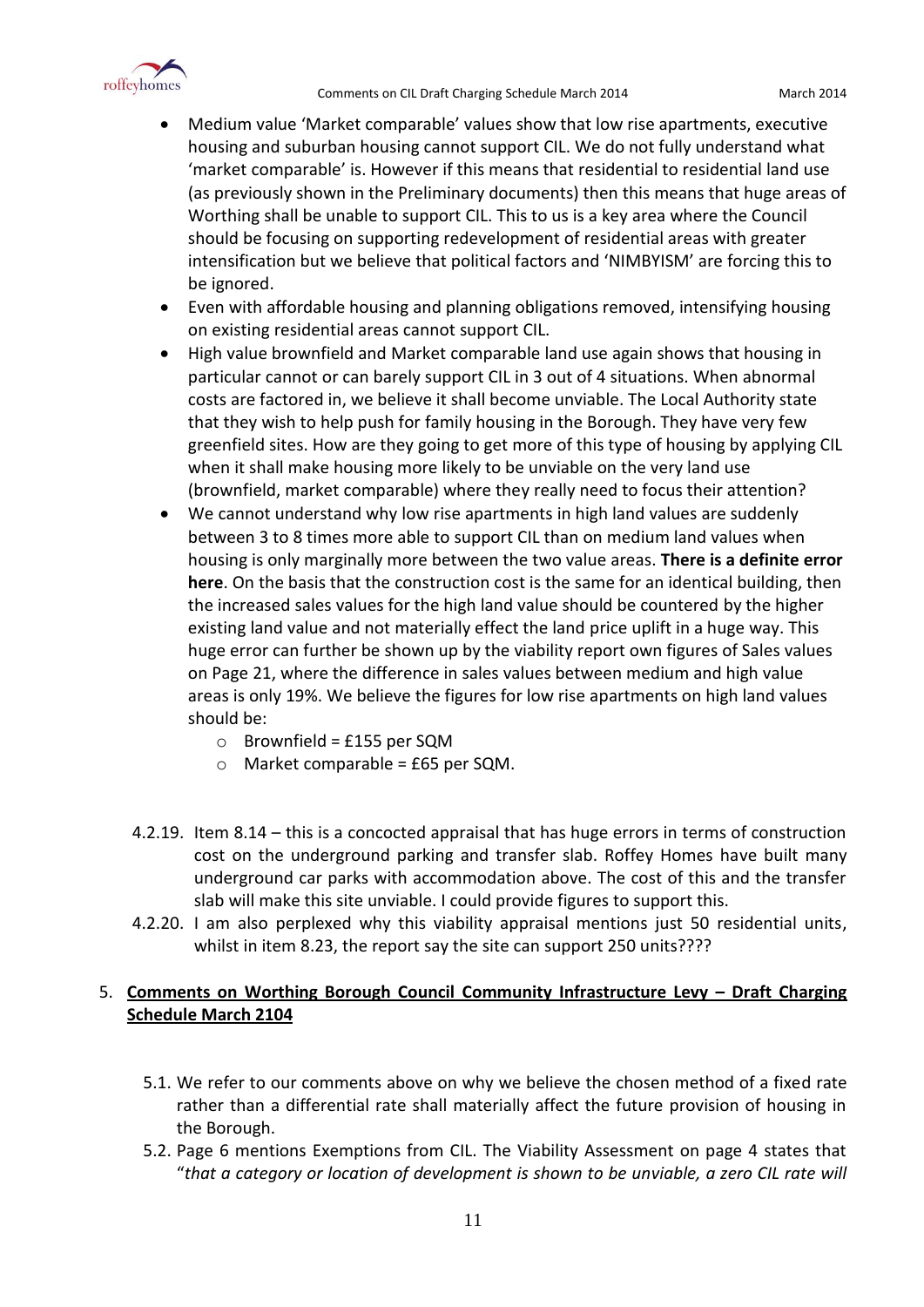- Medium value 'Market comparable' values show that low rise apartments, executive housing and suburban housing cannot support CIL. We do not fully understand what 'market comparable' is. However if this means that residential to residential land use (as previously shown in the Preliminary documents) then this means that huge areas of Worthing shall be unable to support CIL. This to us is a key area where the Council should be focusing on supporting redevelopment of residential areas with greater intensification but we believe that political factors and 'NIMBYISM' are forcing this to be ignored.
- Even with affordable housing and planning obligations removed, intensifying housing on existing residential areas cannot support CIL.
- High value brownfield and Market comparable land use again shows that housing in particular cannot or can barely support CIL in 3 out of 4 situations. When abnormal costs are factored in, we believe it shall become unviable. The Local Authority state that they wish to help push for family housing in the Borough. They have very few greenfield sites. How are they going to get more of this type of housing by applying CIL when it shall make housing more likely to be unviable on the very land use (brownfield, market comparable) where they really need to focus their attention?
- We cannot understand why low rise apartments in high land values are suddenly between 3 to 8 times more able to support CIL than on medium land values when housing is only marginally more between the two value areas. **There is a definite error here**. On the basis that the construction cost is the same for an identical building, then the increased sales values for the high land value should be countered by the higher existing land value and not materially effect the land price uplift in a huge way. This huge error can further be shown up by the viability report own figures of Sales values on Page 21, where the difference in sales values between medium and high value areas is only 19%. We believe the figures for low rise apartments on high land values should be:
  - Brownfield = £155 per SQM
  - Market comparable = £65 per SQM.

4.2.19. Item 8.14 – this is a concocted appraisal that has huge errors in terms of construction cost on the underground parking and transfer slab. Roffey Homes have built many underground car parks with accommodation above. The cost of this and the transfer slab will make this site unviable. I could provide figures to support this.

4.2.20. I am also perplexed why this viability appraisal mentions just 50 residential units, whilst in item 8.23, the report say the site can support 250 units????

## 5. Comments on Worthing Borough Council Community Infrastructure Levy – Draft Charging Schedule March 2104

5.1. We refer to our comments above on why we believe the chosen method of a fixed rate rather than a differential rate shall materially affect the future provision of housing in the Borough.

5.2. Page 6 mentions Exemptions from CIL. The Viability Assessment on page 4 states that "*that a category or location of development is shown to be unviable, a zero CIL rate will*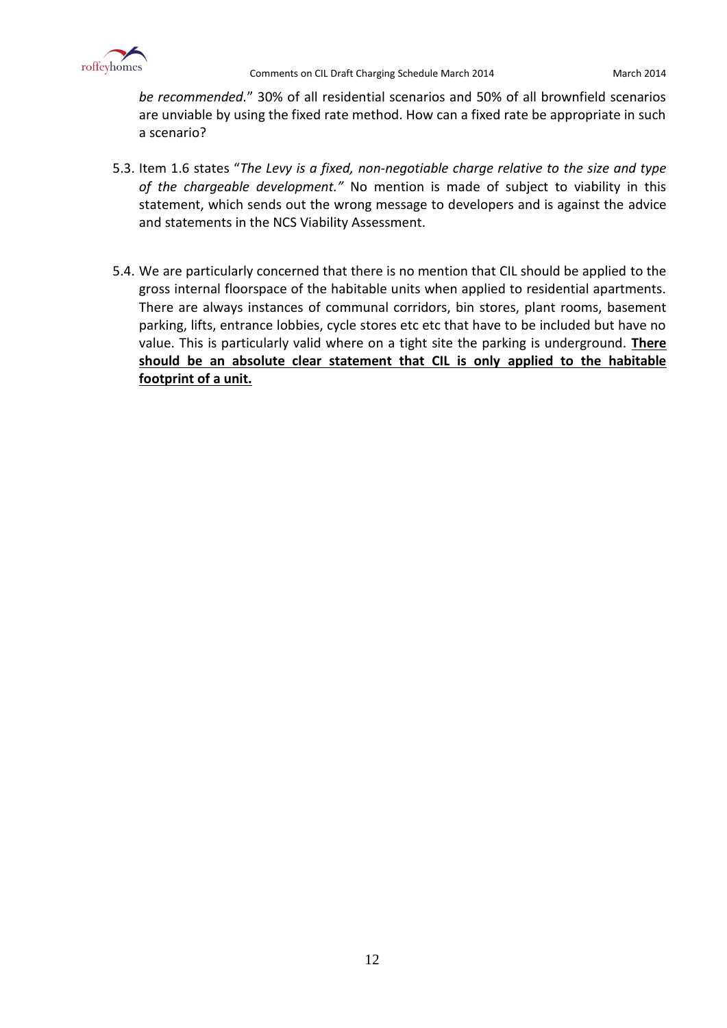*be recommended.*" 30% of all residential scenarios and 50% of all brownfield scenarios are unviable by using the fixed rate method. How can a fixed rate be appropriate in such a scenario?

5.3. Item 1.6 states "*The Levy is a fixed, non-negotiable charge relative to the size and type of the chargeable development."* No mention is made of subject to viability in this statement, which sends out the wrong message to developers and is against the advice and statements in the NCS Viability Assessment.

5.4. We are particularly concerned that there is no mention that CIL should be applied to the gross internal floorspace of the habitable units when applied to residential apartments. There are always instances of communal corridors, bin stores, plant rooms, basement parking, lifts, entrance lobbies, cycle stores etc etc that have to be included but have no value. This is particularly valid where on a tight site the parking is underground. **There should be an absolute clear statement that CIL is only applied to the habitable footprint of a unit.**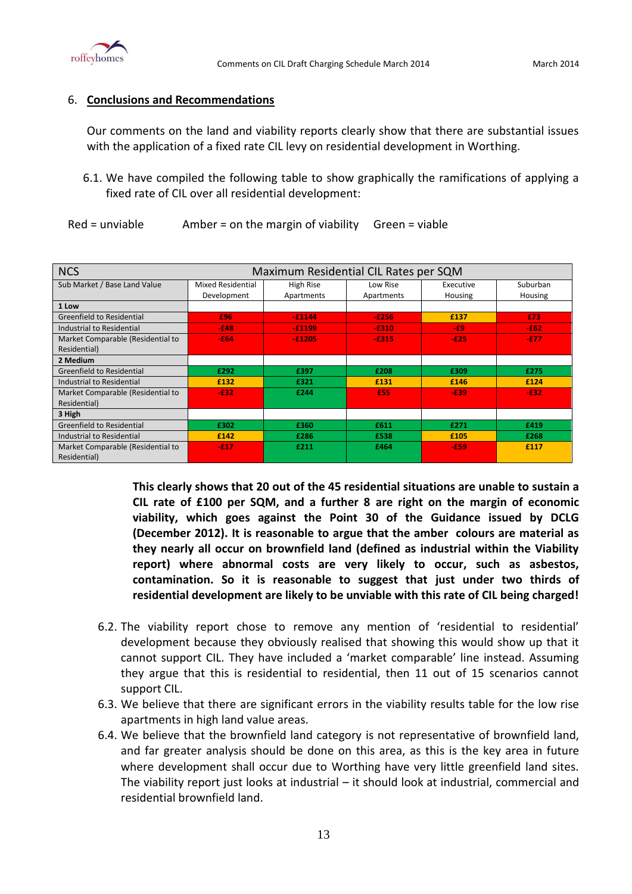6. **Conclusions and Recommendations**

Our comments on the land and viability reports clearly show that there are substantial issues with the application of a fixed rate CIL levy on residential development in Worthing.

6.1. We have compiled the following table to show graphically the ramifications of applying a fixed rate of CIL over all residential development:

Red = unviable Amber = on the margin of viability Green = viable

| NCS | Maximum Residential CIL Rates per SQM | | | | |
|---|---|---|---|---|---|
| Sub Market / Base Land Value | Mixed Residential Development | High Rise Apartments | Low Rise Apartments | Executive Housing | Suburban Housing |
| **1 Low** | | | | | |
| Greenfield to Residential | £96 | -£1144 | -£256 | £137 | £73 |
| Industrial to Residential | -£48 | -£1199 | -£310 | -£9 | -£62 |
| Market Comparable (Residential to Residential) | -£64 | -£1205 | -£315 | -£25 | -£77 |
| **2 Medium** | | | | | |
| Greenfield to Residential | £292 | £397 | £208 | £309 | £275 |
| Industrial to Residential | £132 | £321 | £131 | £146 | £124 |
| Market Comparable (Residential to Residential) | -£32 | £244 | £55 | -£39 | -£32 |
| **3 High** | | | | | |
| Greenfield to Residential | £302 | £360 | £611 | £271 | £419 |
| Industrial to Residential | £142 | £286 | £538 | £105 | £268 |
| Market Comparable (Residential to Residential) | -£17 | £211 | £464 | -£59 | £117 |

**This clearly shows that 20 out of the 45 residential situations are unable to sustain a CIL rate of £100 per SQM, and a further 8 are right on the margin of economic viability, which goes against the Point 30 of the Guidance issued by DCLG (December 2012). It is reasonable to argue that the amber colours are material as they nearly all occur on brownfield land (defined as industrial within the Viability report) where abnormal costs are very likely to occur, such as asbestos, contamination. So it is reasonable to suggest that just under two thirds of residential development are likely to be unviable with this rate of CIL being charged!**

6.2. The viability report chose to remove any mention of 'residential to residential' development because they obviously realised that showing this would show up that it cannot support CIL. They have included a 'market comparable' line instead. Assuming they argue that this is residential to residential, then 11 out of 15 scenarios cannot support CIL.

6.3. We believe that there are significant errors in the viability results table for the low rise apartments in high land value areas.

6.4. We believe that the brownfield land category is not representative of brownfield land, and far greater analysis should be done on this area, as this is the key area in future where development shall occur due to Worthing have very little greenfield land sites. The viability report just looks at industrial – it should look at industrial, commercial and residential brownfield land.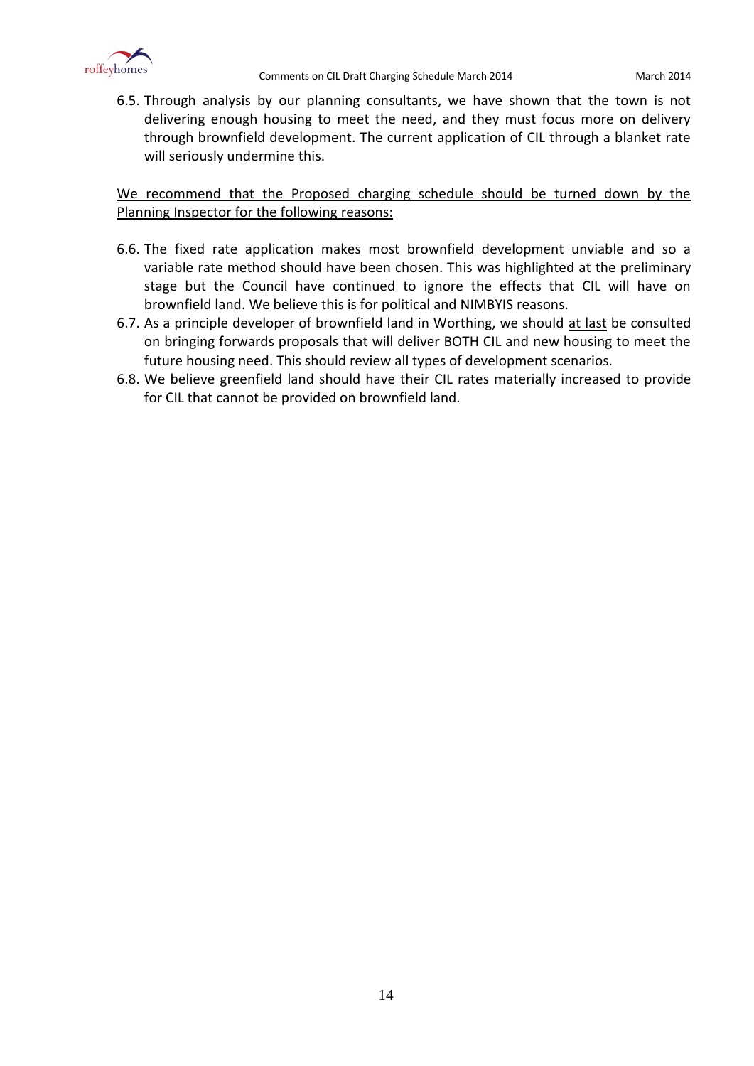6.5. Through analysis by our planning consultants, we have shown that the town is not delivering enough housing to meet the need, and they must focus more on delivery through brownfield development. The current application of CIL through a blanket rate will seriously undermine this.

<u>We recommend that the Proposed charging schedule should be turned down by the Planning Inspector for the following reasons:</u>

6.6. The fixed rate application makes most brownfield development unviable and so a variable rate method should have been chosen. This was highlighted at the preliminary stage but the Council have continued to ignore the effects that CIL will have on brownfield land. We believe this is for political and NIMBYIS reasons.

6.7. As a principle developer of brownfield land in Worthing, we should <u>at last</u> be consulted on bringing forwards proposals that will deliver BOTH CIL and new housing to meet the future housing need. This should review all types of development scenarios.

6.8. We believe greenfield land should have their CIL rates materially increased to provide for CIL that cannot be provided on brownfield land.